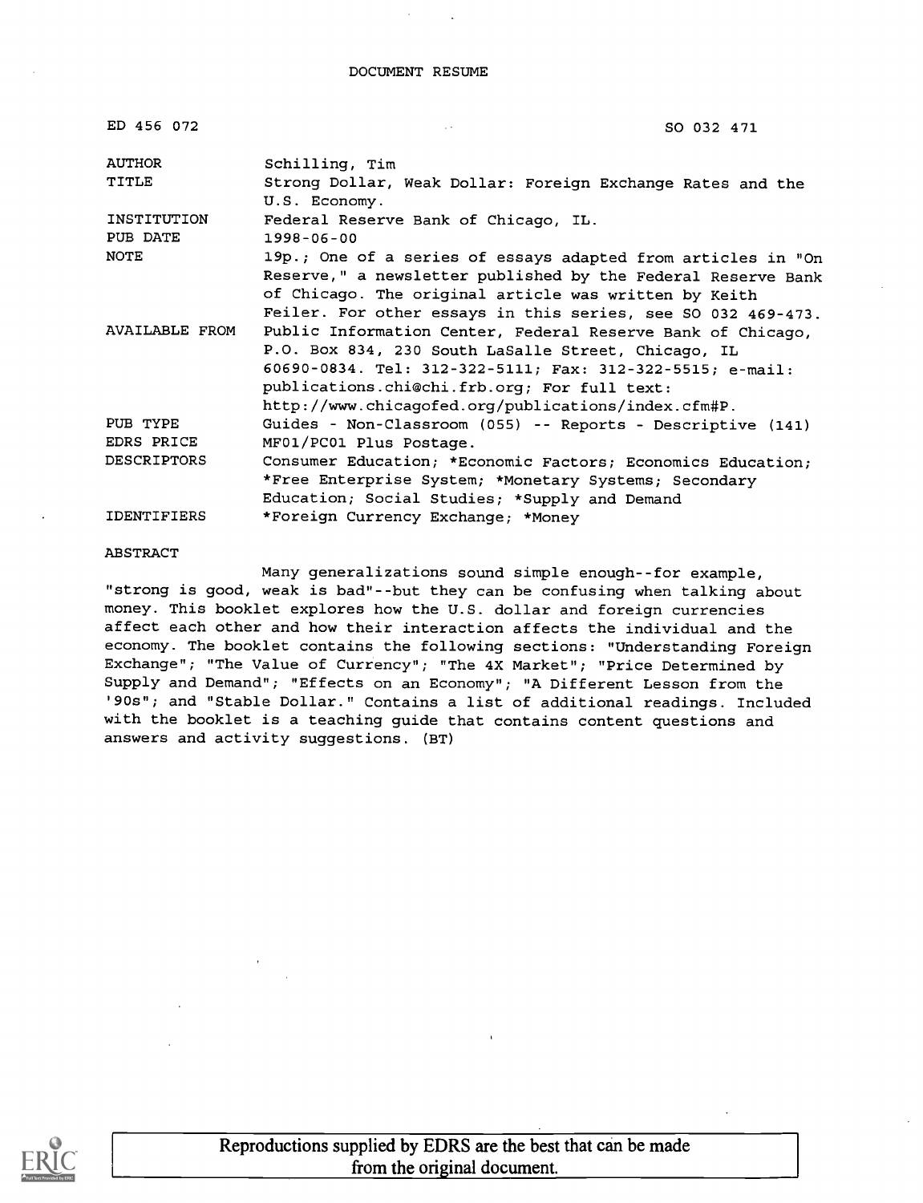DOCUMENT RESUME

| | |
|---|---|
| ED 456 072 | SO 032 471 |
| AUTHOR | Schilling, Tim |
| TITLE | Strong Dollar, Weak Dollar: Foreign Exchange Rates and the U.S. Economy. |
| INSTITUTION | Federal Reserve Bank of Chicago, IL. |
| PUB DATE | 1998-06-00 |
| NOTE | 19p.; One of a series of essays adapted from articles in "On Reserve," a newsletter published by the Federal Reserve Bank of Chicago. The original article was written by Keith Feiler. For other essays in this series, see SO 032 469-473. |
| AVAILABLE FROM | Public Information Center, Federal Reserve Bank of Chicago, P.O. Box 834, 230 South LaSalle Street, Chicago, IL 60690-0834. Tel: 312-322-5111; Fax: 312-322-5515; e-mail: publications.chi@chi.frb.org; For full text: http://www.chicagofed.org/publications/index.cfm#P. |
| PUB TYPE | Guides - Non-Classroom (055) -- Reports - Descriptive (141) |
| EDRS PRICE | MF01/PC01 Plus Postage. |
| DESCRIPTORS | Consumer Education; *Economic Factors; Economics Education; *Free Enterprise System; *Monetary Systems; Secondary Education; Social Studies; *Supply and Demand |
| IDENTIFIERS | *Foreign Currency Exchange; *Money |

ABSTRACT

Many generalizations sound simple enough--for example, "strong is good, weak is bad"--but they can be confusing when talking about money. This booklet explores how the U.S. dollar and foreign currencies affect each other and how their interaction affects the individual and the economy. The booklet contains the following sections: "Understanding Foreign Exchange"; "The Value of Currency"; "The 4X Market"; "Price Determined by Supply and Demand"; "Effects on an Economy"; "A Different Lesson from the '90s"; and "Stable Dollar." Contains a list of additional readings. Included with the booklet is a teaching guide that contains content questions and answers and activity suggestions. (BT)

Reproductions supplied by EDRS are the best that can be made from the original document.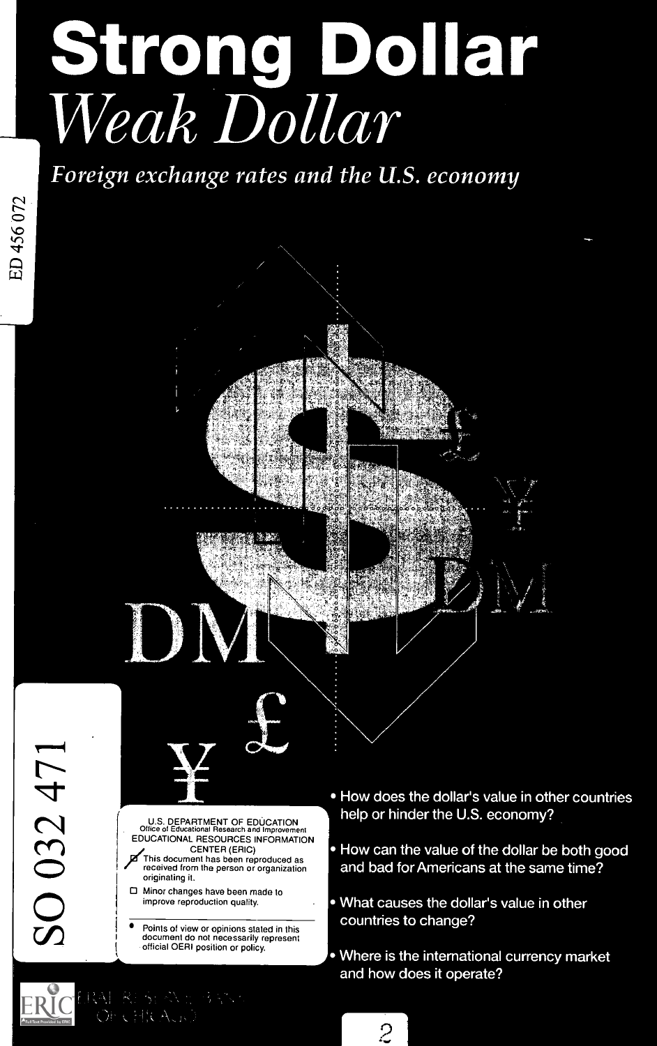# Strong Dollar

## *Weak Dollar*

*Foreign exchange rates and the U.S. economy*

ED 456 072

SO 032 471

- How does the dollar's value in other countries help or hinder the U.S. economy?
- How can the value of the dollar be both good and bad for Americans at the same time?
- What causes the dollar's value in other countries to change?
- Where is the international currency market and how does it operate?

U.S. DEPARTMENT OF EDUCATION
Office of Educational Research and Improvement
EDUCATIONAL RESOURCES INFORMATION CENTER (ERIC)

- [x] This document has been reproduced as received from the person or organization originating it.
- [ ] Minor changes have been made to improve reproduction quality.

- Points of view or opinions stated in this document do not necessarily represent official OERI position or policy.

FEDERAL RESERVE BANK OF CHICAGO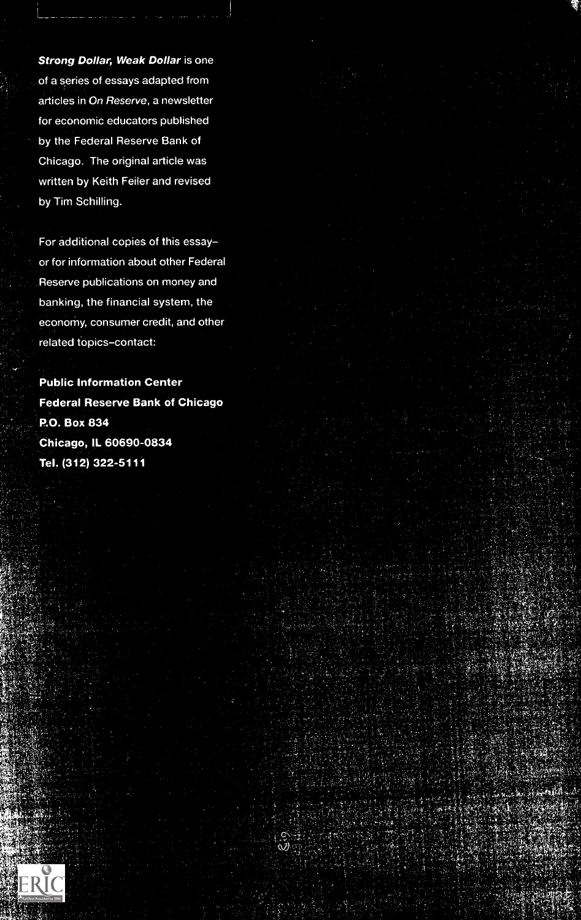***Strong Dollar, Weak Dollar*** is one of a series of essays adapted from articles in *On Reserve*, a newsletter for economic educators published by the Federal Reserve Bank of Chicago. The original article was written by Keith Feiler and revised by Tim Schilling.

For additional copies of this essay–or for information about other Federal Reserve publications on money and banking, the financial system, the economy, consumer credit, and other related topics–contact:

**Public Information Center**
**Federal Reserve Bank of Chicago**
**P.O. Box 834**
**Chicago, IL 60690-0834**
**Tel. (312) 322-5111**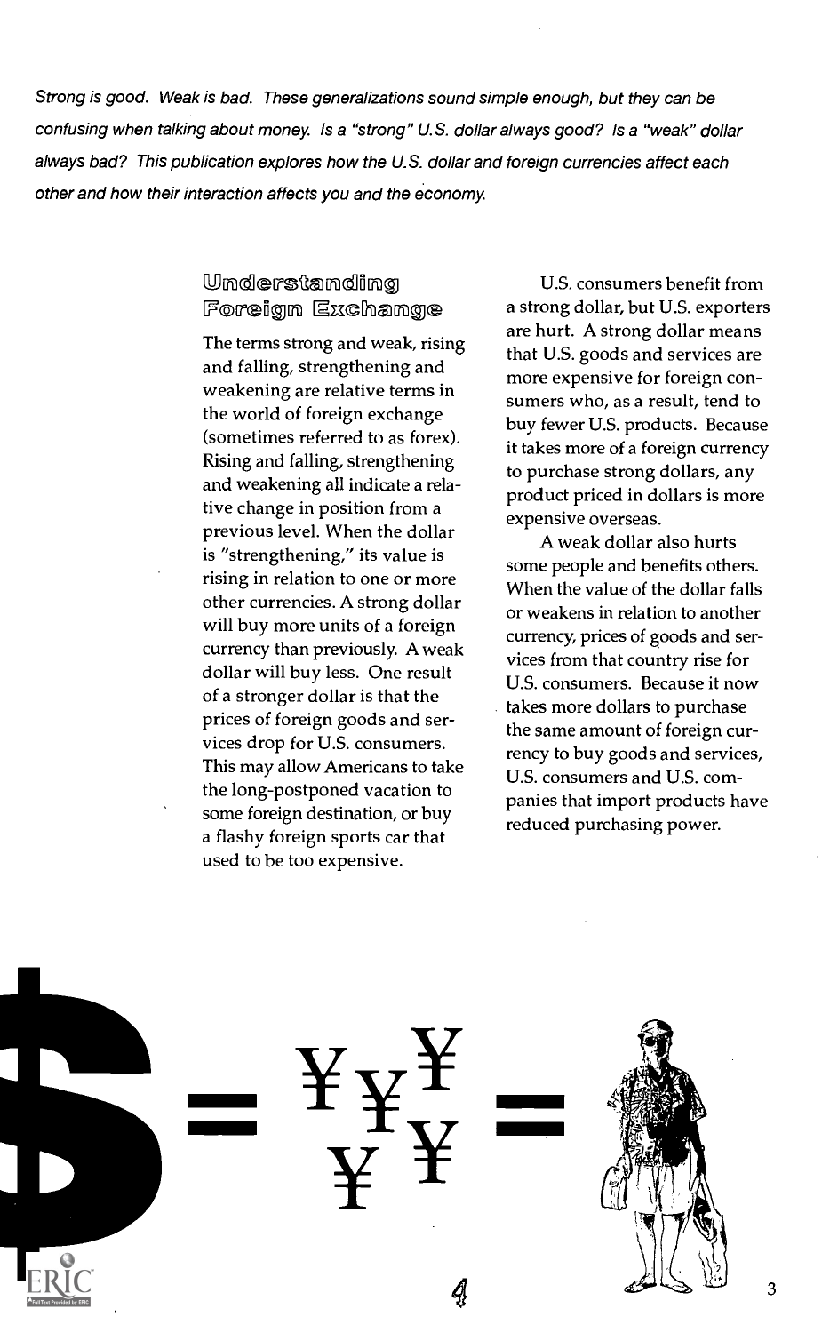*Strong is good. Weak is bad. These generalizations sound simple enough, but they can be confusing when talking about money. Is a "strong" U.S. dollar always good? Is a "weak" dollar always bad? This publication explores how the U.S. dollar and foreign currencies affect each other and how their interaction affects you and the economy.*

## Understanding Foreign Exchange

The terms strong and weak, rising and falling, strengthening and weakening are relative terms in the world of foreign exchange (sometimes referred to as forex). Rising and falling, strengthening and weakening all indicate a relative change in position from a previous level. When the dollar is "strengthening," its value is rising in relation to one or more other currencies. A strong dollar will buy more units of a foreign currency than previously. A weak dollar will buy less. One result of a stronger dollar is that the prices of foreign goods and services drop for U.S. consumers. This may allow Americans to take the long-postponed vacation to some foreign destination, or buy a flashy foreign sports car that used to be too expensive.

U.S. consumers benefit from a strong dollar, but U.S. exporters are hurt. A strong dollar means that U.S. goods and services are more expensive for foreign consumers who, as a result, tend to buy fewer U.S. products. Because it takes more of a foreign currency to purchase strong dollars, any product priced in dollars is more expensive overseas.

A weak dollar also hurts some people and benefits others. When the value of the dollar falls or weakens in relation to another currency, prices of goods and services from that country rise for U.S. consumers. Because it now takes more dollars to purchase the same amount of foreign currency to buy goods and services, U.S. consumers and U.S. companies that import products have reduced purchasing power.

$ = ¥ ¥ ¥ ¥ ¥ =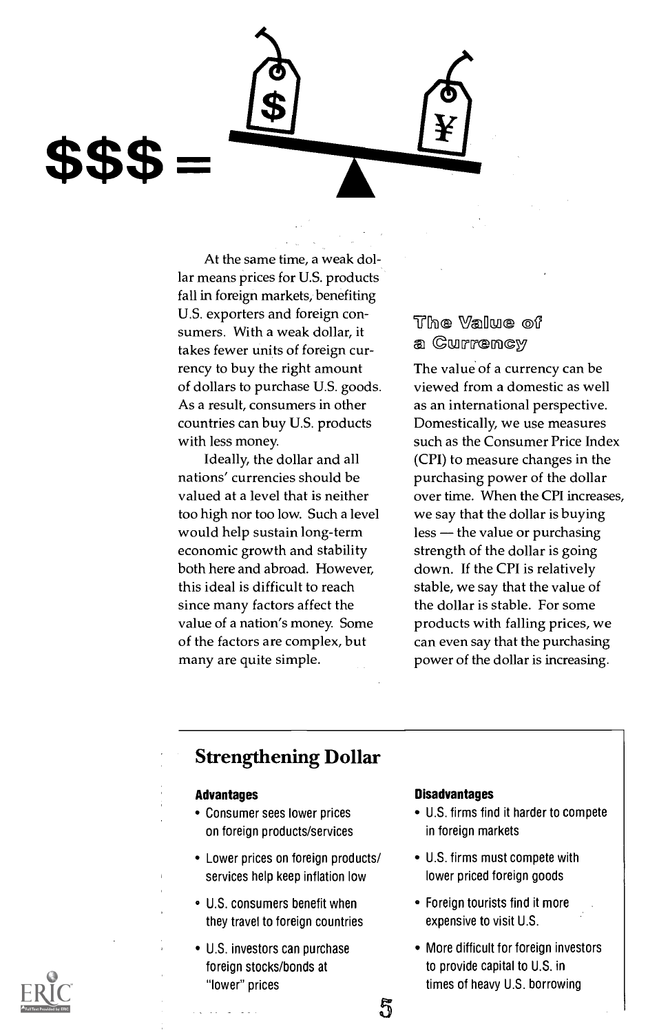$$$ =

At the same time, a weak dollar means prices for U.S. products fall in foreign markets, benefiting U.S. exporters and foreign consumers. With a weak dollar, it takes fewer units of foreign currency to buy the right amount of dollars to purchase U.S. goods. As a result, consumers in other countries can buy U.S. products with less money.

Ideally, the dollar and all nations' currencies should be valued at a level that is neither too high nor too low. Such a level would help sustain long-term economic growth and stability both here and abroad. However, this ideal is difficult to reach since many factors affect the value of a nation's money. Some of the factors are complex, but many are quite simple.

### The Value of a Currency

The value of a currency can be viewed from a domestic as well as an international perspective. Domestically, we use measures such as the Consumer Price Index (CPI) to measure changes in the purchasing power of the dollar over time. When the CPI increases, we say that the dollar is buying less — the value or purchasing strength of the dollar is going down. If the CPI is relatively stable, we say that the value of the dollar is stable. For some products with falling prices, we can even say that the purchasing power of the dollar is increasing.

## Strengthening Dollar

**Advantages**

- Consumer sees lower prices on foreign products/services
- Lower prices on foreign products/services help keep inflation low
- U.S. consumers benefit when they travel to foreign countries
- U.S. investors can purchase foreign stocks/bonds at "lower" prices

**Disadvantages**

- U.S. firms find it harder to compete in foreign markets
- U.S. firms must compete with lower priced foreign goods
- Foreign tourists find it more expensive to visit U.S.
- More difficult for foreign investors to provide capital to U.S. in times of heavy U.S. borrowing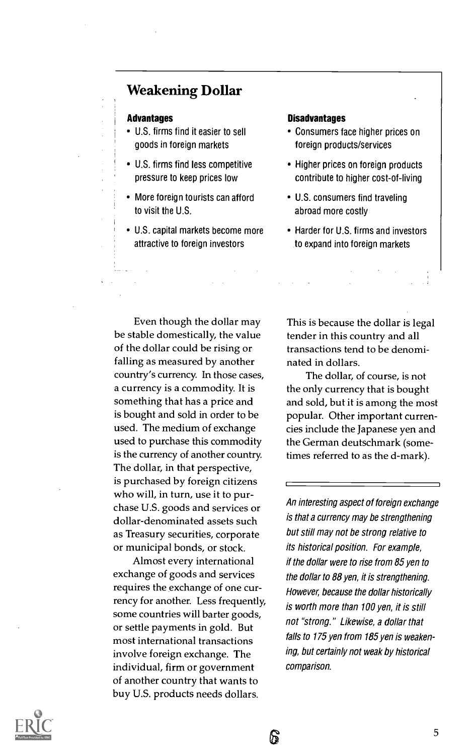## Weakening Dollar

| Advantages | Disadvantages |
|---|---|
| U.S. firms find it easier to sell goods in foreign markets | Consumers face higher prices on foreign products/services |
| U.S. firms find less competitive pressure to keep prices low | Higher prices on foreign products contribute to higher cost-of-living |
| More foreign tourists can afford to visit the U.S. | U.S. consumers find traveling abroad more costly |
| U.S. capital markets become more attractive to foreign investors | Harder for U.S. firms and investors to expand into foreign markets |

Even though the dollar may be stable domestically, the value of the dollar could be rising or falling as measured by another country's currency. In those cases, a currency is a commodity. It is something that has a price and is bought and sold in order to be used. The medium of exchange used to purchase this commodity is the currency of another country. The dollar, in that perspective, is purchased by foreign citizens who will, in turn, use it to purchase U.S. goods and services or dollar-denominated assets such as Treasury securities, corporate or municipal bonds, or stock.

Almost every international exchange of goods and services requires the exchange of one currency for another. Less frequently, some countries will barter goods, or settle payments in gold. But most international transactions involve foreign exchange. The individual, firm or government of another country that wants to buy U.S. products needs dollars. This is because the dollar is legal tender in this country and all transactions tend to be denominated in dollars.

The dollar, of course, is not the only currency that is bought and sold, but it is among the most popular. Other important currencies include the Japanese yen and the German deutschmark (sometimes referred to as the d-mark).

*An interesting aspect of foreign exchange is that a currency may be strengthening but still may not be strong relative to its historical position. For example, if the dollar were to rise from 85 yen to the dollar to 88 yen, it is strengthening. However, because the dollar historically is worth more than 100 yen, it is still not "strong." Likewise, a dollar that falls to 175 yen from 185 yen is weakening, but certainly not weak by historical comparison.*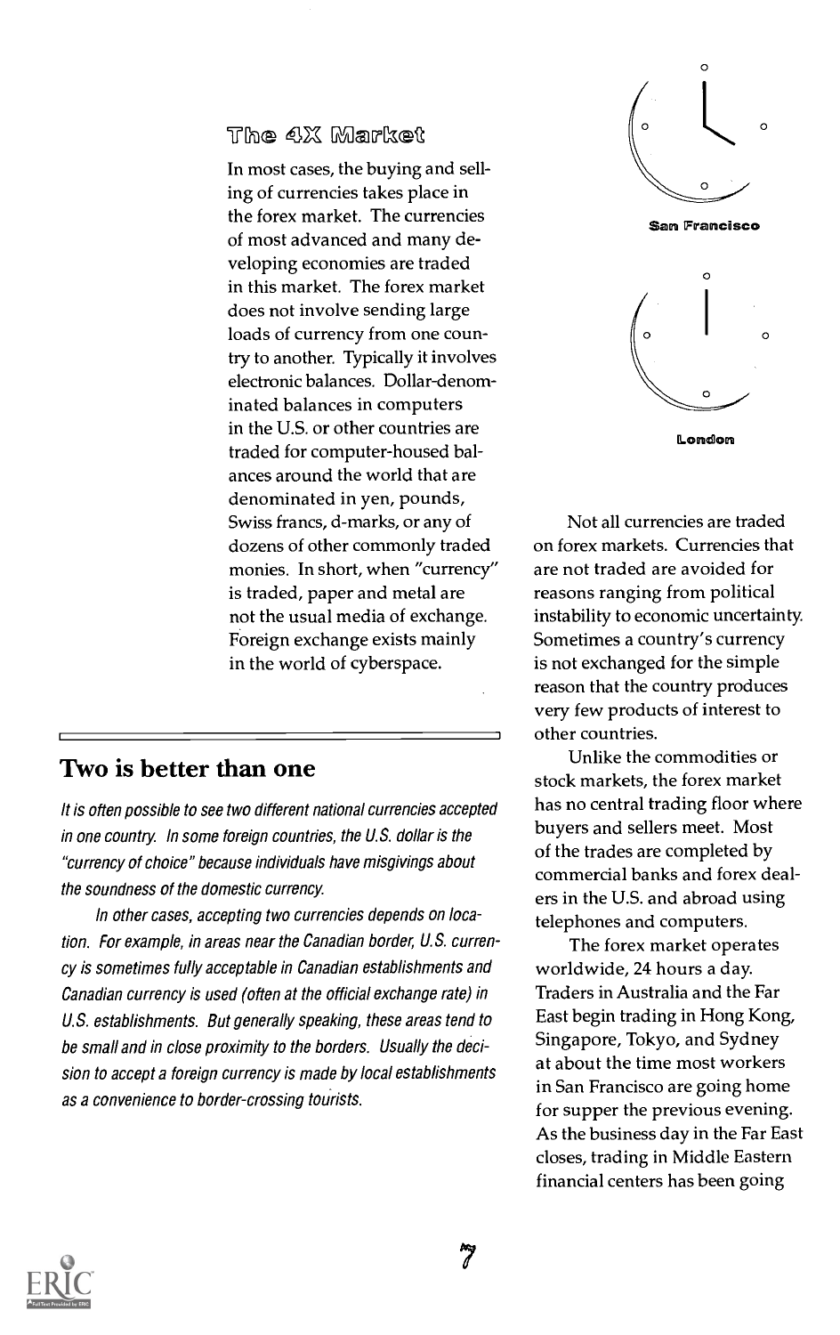### The 4X Market

In most cases, the buying and selling of currencies takes place in the forex market. The currencies of most advanced and many developing economies are traded in this market. The forex market does not involve sending large loads of currency from one country to another. Typically it involves electronic balances. Dollar-denominated balances in computers in the U.S. or other countries are traded for computer-housed balances around the world that are denominated in yen, pounds, Swiss francs, d-marks, or any of dozens of other commonly traded monies. In short, when "currency" is traded, paper and metal are not the usual media of exchange. Foreign exchange exists mainly in the world of cyberspace.

## Two is better than one

*It is often possible to see two different national currencies accepted in one country. In some foreign countries, the U.S. dollar is the "currency of choice" because individuals have misgivings about the soundness of the domestic currency.*

*In other cases, accepting two currencies depends on location. For example, in areas near the Canadian border, U.S. currency is sometimes fully acceptable in Canadian establishments and Canadian currency is used (often at the official exchange rate) in U.S. establishments. But generally speaking, these areas tend to be small and in close proximity to the borders. Usually the decision to accept a foreign currency is made by local establishments as a convenience to border-crossing tourists.*

San Francisco

London

Not all currencies are traded on forex markets. Currencies that are not traded are avoided for reasons ranging from political instability to economic uncertainty. Sometimes a country's currency is not exchanged for the simple reason that the country produces very few products of interest to other countries.

Unlike the commodities or stock markets, the forex market has no central trading floor where buyers and sellers meet. Most of the trades are completed by commercial banks and forex dealers in the U.S. and abroad using telephones and computers.

The forex market operates worldwide, 24 hours a day. Traders in Australia and the Far East begin trading in Hong Kong, Singapore, Tokyo, and Sydney at about the time most workers in San Francisco are going home for supper the previous evening. As the business day in the Far East closes, trading in Middle Eastern financial centers has been going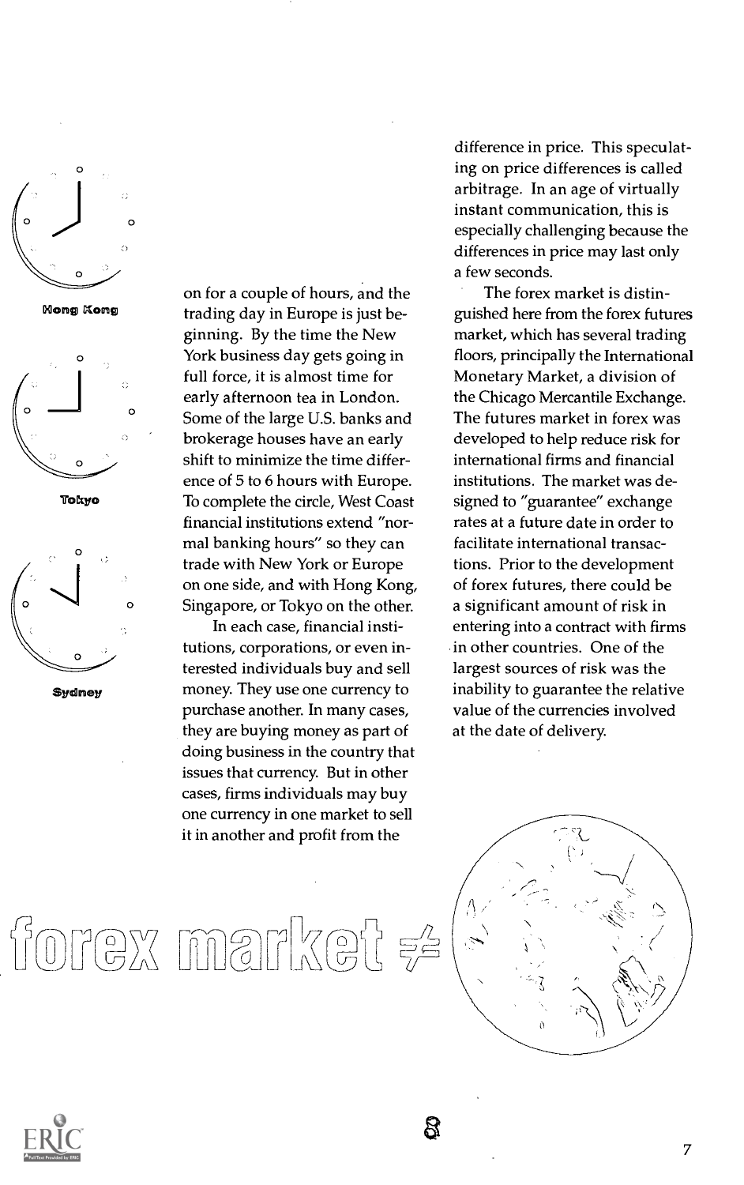Hong Kong

Tokyo

Sydney

on for a couple of hours, and the trading day in Europe is just beginning. By the time the New York business day gets going in full force, it is almost time for early afternoon tea in London. Some of the large U.S. banks and brokerage houses have an early shift to minimize the time difference of 5 to 6 hours with Europe. To complete the circle, West Coast financial institutions extend "normal banking hours" so they can trade with New York or Europe on one side, and with Hong Kong, Singapore, or Tokyo on the other.

In each case, financial institutions, corporations, or even interested individuals buy and sell money. They use one currency to purchase another. In many cases, they are buying money as part of doing business in the country that issues that currency. But in other cases, firms individuals may buy one currency in one market to sell it in another and profit from the difference in price. This speculating on price differences is called arbitrage. In an age of virtually instant communication, this is especially challenging because the differences in price may last only a few seconds.

The forex market is distinguished here from the forex futures market, which has several trading floors, principally the International Monetary Market, a division of the Chicago Mercantile Exchange. The futures market in forex was developed to help reduce risk for international firms and financial institutions. The market was designed to "guarantee" exchange rates at a future date in order to facilitate international transactions. Prior to the development of forex futures, there could be a significant amount of risk in entering into a contract with firms in other countries. One of the largest sources of risk was the inability to guarantee the relative value of the currencies involved at the date of delivery.

forex market ≠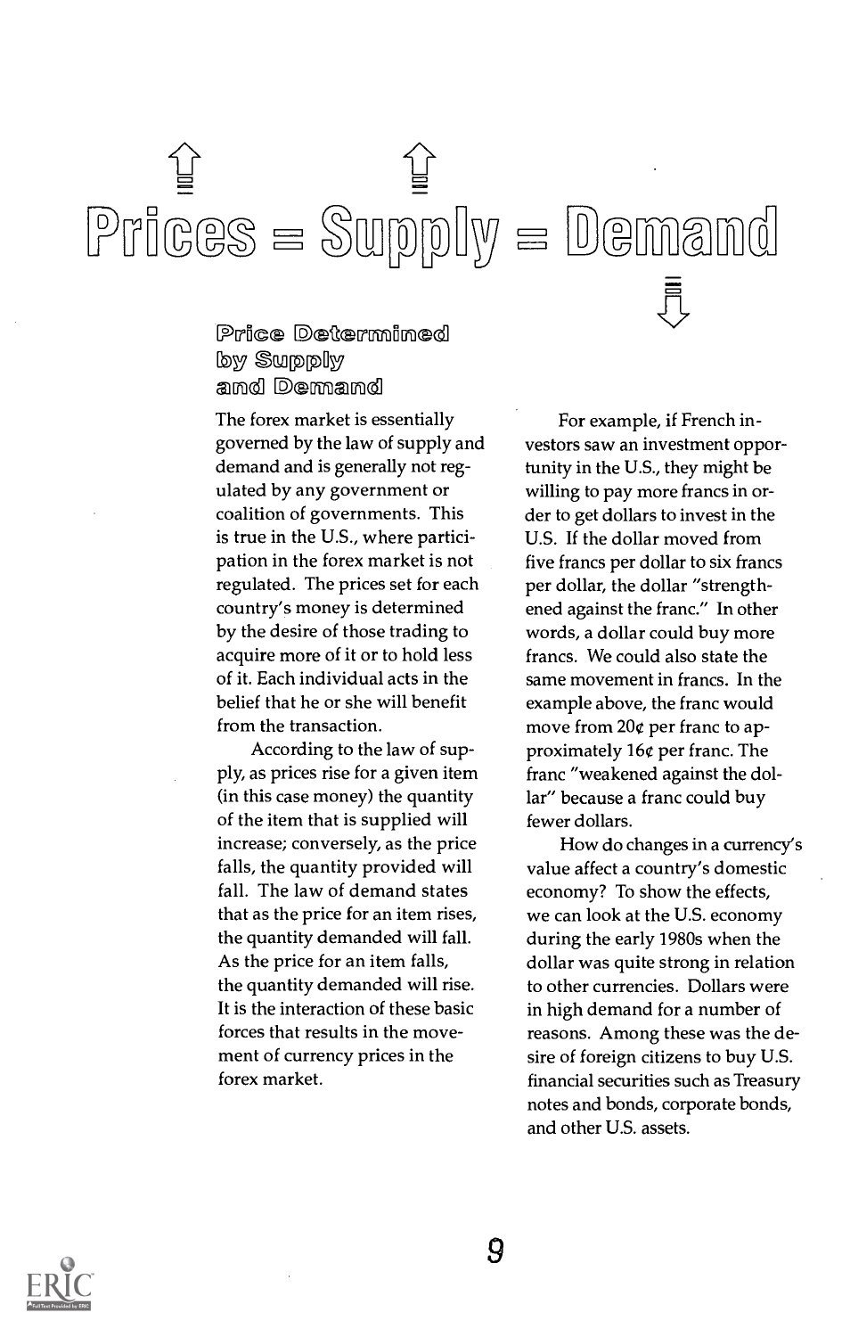# Prices = Supply = Demand

## Price Determined by Supply and Demand

The forex market is essentially governed by the law of supply and demand and is generally not regulated by any government or coalition of governments. This is true in the U.S., where participation in the forex market is not regulated. The prices set for each country's money is determined by the desire of those trading to acquire more of it or to hold less of it. Each individual acts in the belief that he or she will benefit from the transaction.

According to the law of supply, as prices rise for a given item (in this case money) the quantity of the item that is supplied will increase; conversely, as the price falls, the quantity provided will fall. The law of demand states that as the price for an item rises, the quantity demanded will fall. As the price for an item falls, the quantity demanded will rise. It is the interaction of these basic forces that results in the movement of currency prices in the forex market.

For example, if French investors saw an investment opportunity in the U.S., they might be willing to pay more francs in order to get dollars to invest in the U.S. If the dollar moved from five francs per dollar to six francs per dollar, the dollar "strengthened against the franc." In other words, a dollar could buy more francs. We could also state the same movement in francs. In the example above, the franc would move from 20¢ per franc to approximately 16¢ per franc. The franc "weakened against the dollar" because a franc could buy fewer dollars.

How do changes in a currency's value affect a country's domestic economy? To show the effects, we can look at the U.S. economy during the early 1980s when the dollar was quite strong in relation to other currencies. Dollars were in high demand for a number of reasons. Among these was the desire of foreign citizens to buy U.S. financial securities such as Treasury notes and bonds, corporate bonds, and other U.S. assets.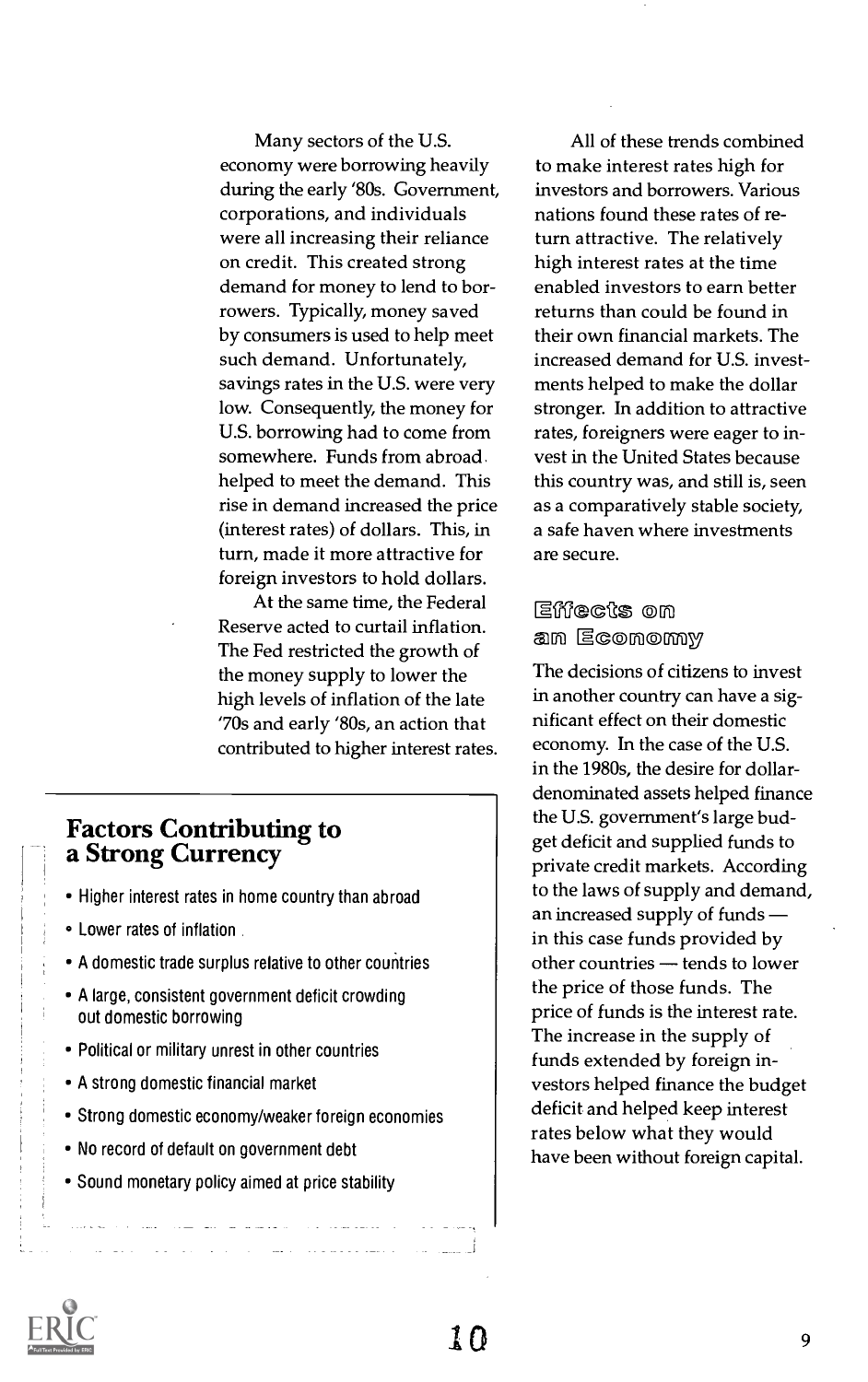Many sectors of the U.S. economy were borrowing heavily during the early '80s. Government, corporations, and individuals were all increasing their reliance on credit. This created strong demand for money to lend to borrowers. Typically, money saved by consumers is used to help meet such demand. Unfortunately, savings rates in the U.S. were very low. Consequently, the money for U.S. borrowing had to come from somewhere. Funds from abroad helped to meet the demand. This rise in demand increased the price (interest rates) of dollars. This, in turn, made it more attractive for foreign investors to hold dollars.

At the same time, the Federal Reserve acted to curtail inflation. The Fed restricted the growth of the money supply to lower the high levels of inflation of the late '70s and early '80s, an action that contributed to higher interest rates.

## Factors Contributing to a Strong Currency

- Higher interest rates in home country than abroad
- Lower rates of inflation
- A domestic trade surplus relative to other countries
- A large, consistent government deficit crowding out domestic borrowing
- Political or military unrest in other countries
- A strong domestic financial market
- Strong domestic economy/weaker foreign economies
- No record of default on government debt
- Sound monetary policy aimed at price stability

All of these trends combined to make interest rates high for investors and borrowers. Various nations found these rates of return attractive. The relatively high interest rates at the time enabled investors to earn better returns than could be found in their own financial markets. The increased demand for U.S. investments helped to make the dollar stronger. In addition to attractive rates, foreigners were eager to invest in the United States because this country was, and still is, seen as a comparatively stable society, a safe haven where investments are secure.

## Effects on an Economy

The decisions of citizens to invest in another country can have a significant effect on their domestic economy. In the case of the U.S. in the 1980s, the desire for dollar-denominated assets helped finance the U.S. government's large budget deficit and supplied funds to private credit markets. According to the laws of supply and demand, an increased supply of funds — in this case funds provided by other countries — tends to lower the price of those funds. The price of funds is the interest rate. The increase in the supply of funds extended by foreign investors helped finance the budget deficit and helped keep interest rates below what they would have been without foreign capital.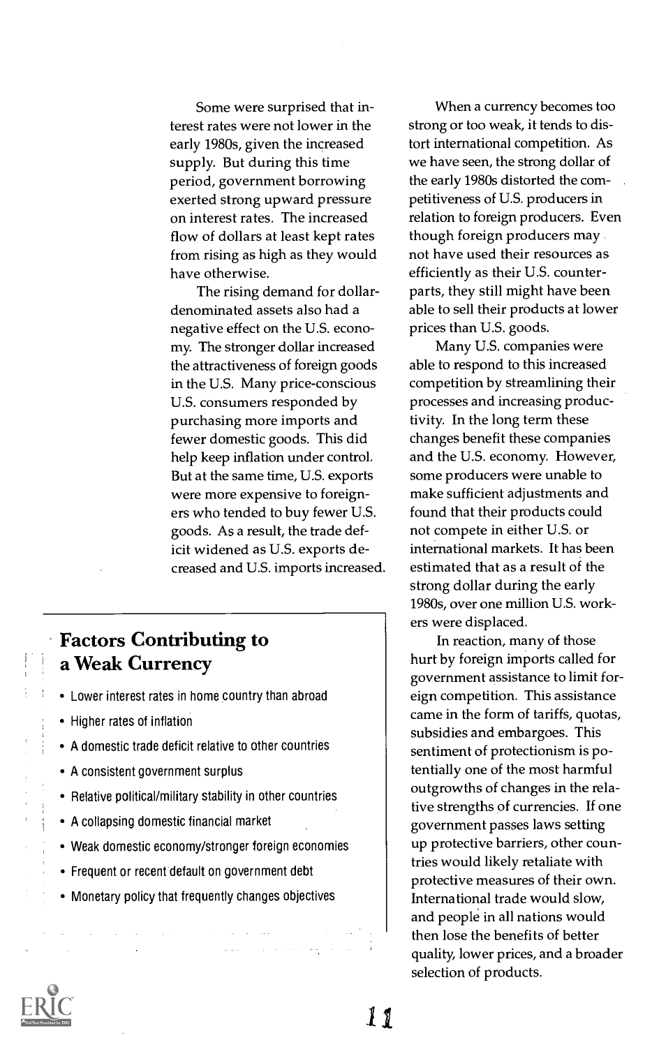Some were surprised that interest rates were not lower in the early 1980s, given the increased supply. But during this time period, government borrowing exerted strong upward pressure on interest rates. The increased flow of dollars at least kept rates from rising as high as they would have otherwise.

The rising demand for dollar-denominated assets also had a negative effect on the U.S. economy. The stronger dollar increased the attractiveness of foreign goods in the U.S. Many price-conscious U.S. consumers responded by purchasing more imports and fewer domestic goods. This did help keep inflation under control. But at the same time, U.S. exports were more expensive to foreigners who tended to buy fewer U.S. goods. As a result, the trade deficit widened as U.S. exports decreased and U.S. imports increased.

## Factors Contributing to a Weak Currency

- Lower interest rates in home country than abroad
- Higher rates of inflation
- A domestic trade deficit relative to other countries
- A consistent government surplus
- Relative political/military stability in other countries
- A collapsing domestic financial market
- Weak domestic economy/stronger foreign economies
- Frequent or recent default on government debt
- Monetary policy that frequently changes objectives

When a currency becomes too strong or too weak, it tends to distort international competition. As we have seen, the strong dollar of the early 1980s distorted the competitiveness of U.S. producers in relation to foreign producers. Even though foreign producers may not have used their resources as efficiently as their U.S. counterparts, they still might have been able to sell their products at lower prices than U.S. goods.

Many U.S. companies were able to respond to this increased competition by streamlining their processes and increasing productivity. In the long term these changes benefit these companies and the U.S. economy. However, some producers were unable to make sufficient adjustments and found that their products could not compete in either U.S. or international markets. It has been estimated that as a result of the strong dollar during the early 1980s, over one million U.S. workers were displaced.

In reaction, many of those hurt by foreign imports called for government assistance to limit foreign competition. This assistance came in the form of tariffs, quotas, subsidies and embargoes. This sentiment of protectionism is potentially one of the most harmful outgrowths of changes in the relative strengths of currencies. If one government passes laws setting up protective barriers, other countries would likely retaliate with protective measures of their own. International trade would slow, and people in all nations would then lose the benefits of better quality, lower prices, and a broader selection of products.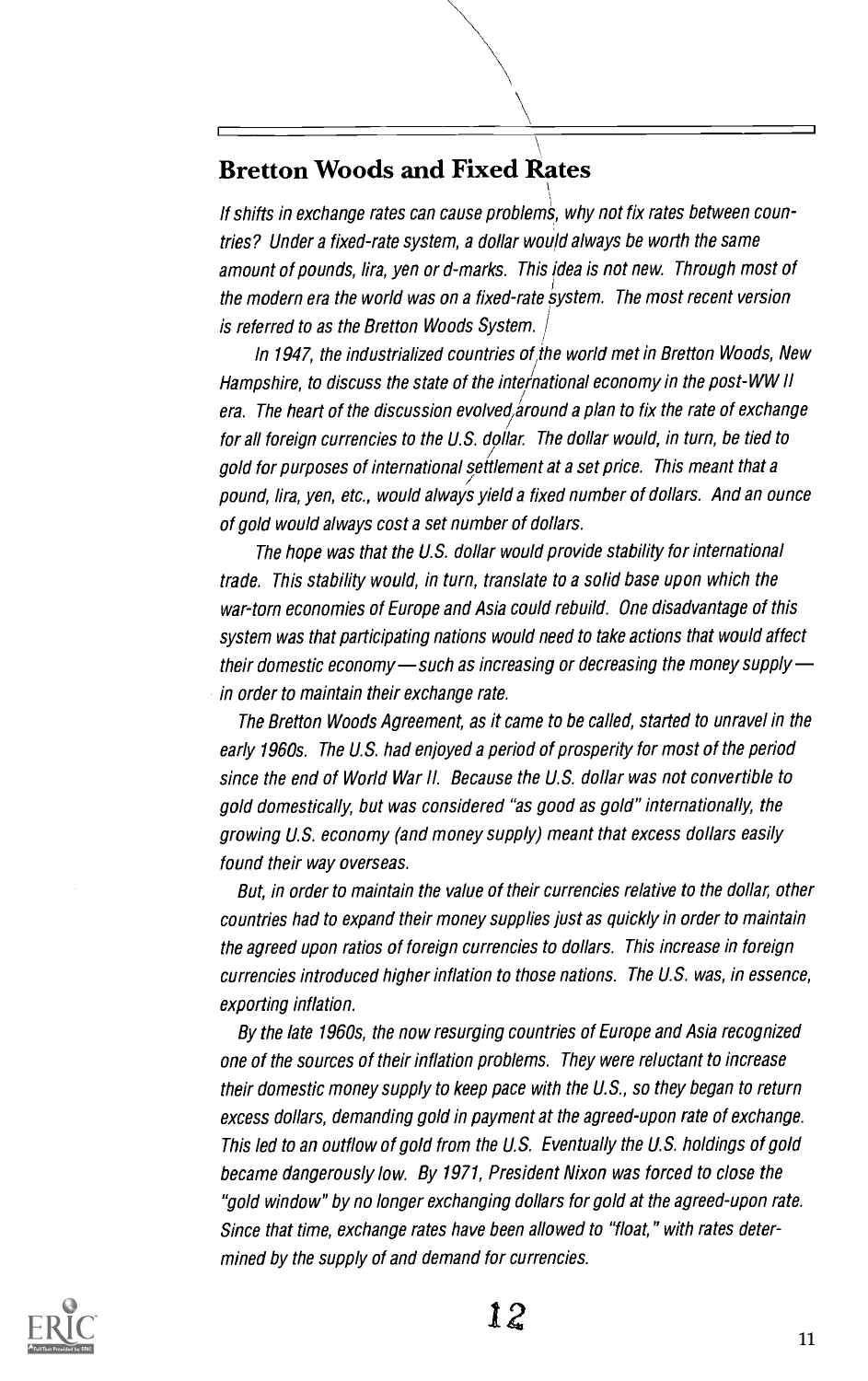## Bretton Woods and Fixed Rates

*If shifts in exchange rates can cause problems, why not fix rates between countries? Under a fixed-rate system, a dollar would always be worth the same amount of pounds, lira, yen or d-marks. This idea is not new. Through most of the modern era the world was on a fixed-rate system. The most recent version is referred to as the Bretton Woods System.*

*In 1947, the industrialized countries of the world met in Bretton Woods, New Hampshire, to discuss the state of the international economy in the post-WW II era. The heart of the discussion evolved around a plan to fix the rate of exchange for all foreign currencies to the U.S. dollar. The dollar would, in turn, be tied to gold for purposes of international settlement at a set price. This meant that a pound, lira, yen, etc., would always yield a fixed number of dollars. And an ounce of gold would always cost a set number of dollars.*

*The hope was that the U.S. dollar would provide stability for international trade. This stability would, in turn, translate to a solid base upon which the war-torn economies of Europe and Asia could rebuild. One disadvantage of this system was that participating nations would need to take actions that would affect their domestic economy — such as increasing or decreasing the money supply — in order to maintain their exchange rate.*

*The Bretton Woods Agreement, as it came to be called, started to unravel in the early 1960s. The U.S. had enjoyed a period of prosperity for most of the period since the end of World War II. Because the U.S. dollar was not convertible to gold domestically, but was considered "as good as gold" internationally, the growing U.S. economy (and money supply) meant that excess dollars easily found their way overseas.*

*But, in order to maintain the value of their currencies relative to the dollar, other countries had to expand their money supplies just as quickly in order to maintain the agreed upon ratios of foreign currencies to dollars. This increase in foreign currencies introduced higher inflation to those nations. The U.S. was, in essence, exporting inflation.*

*By the late 1960s, the now resurging countries of Europe and Asia recognized one of the sources of their inflation problems. They were reluctant to increase their domestic money supply to keep pace with the U.S., so they began to return excess dollars, demanding gold in payment at the agreed-upon rate of exchange. This led to an outflow of gold from the U.S. Eventually the U.S. holdings of gold became dangerously low. By 1971, President Nixon was forced to close the "gold window" by no longer exchanging dollars for gold at the agreed-upon rate. Since that time, exchange rates have been allowed to "float," with rates determined by the supply of and demand for currencies.*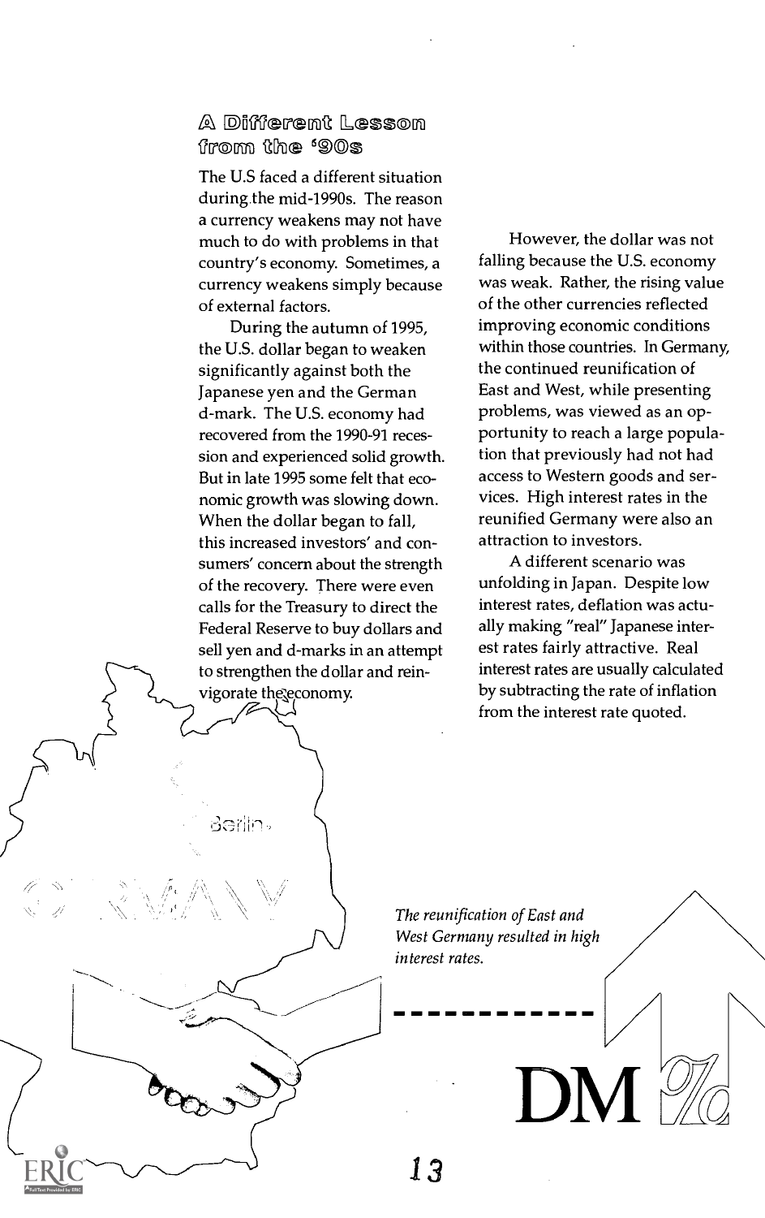## A Different Lesson from the '90s

The U.S faced a different situation during the mid-1990s. The reason a currency weakens may not have much to do with problems in that country's economy. Sometimes, a currency weakens simply because of external factors.

During the autumn of 1995, the U.S. dollar began to weaken significantly against both the Japanese yen and the German d-mark. The U.S. economy had recovered from the 1990-91 recession and experienced solid growth. But in late 1995 some felt that economic growth was slowing down. When the dollar began to fall, this increased investors' and consumers' concern about the strength of the recovery. There were even calls for the Treasury to direct the Federal Reserve to buy dollars and sell yen and d-marks in an attempt to strengthen the dollar and reinvigorate the economy.

However, the dollar was not falling because the U.S. economy was weak. Rather, the rising value of the other currencies reflected improving economic conditions within those countries. In Germany, the continued reunification of East and West, while presenting problems, was viewed as an opportunity to reach a large population that previously had not had access to Western goods and services. High interest rates in the reunified Germany were also an attraction to investors.

A different scenario was unfolding in Japan. Despite low interest rates, deflation was actually making "real" Japanese interest rates fairly attractive. Real interest rates are usually calculated by subtracting the rate of inflation from the interest rate quoted.

*The reunification of East and West Germany resulted in high interest rates.*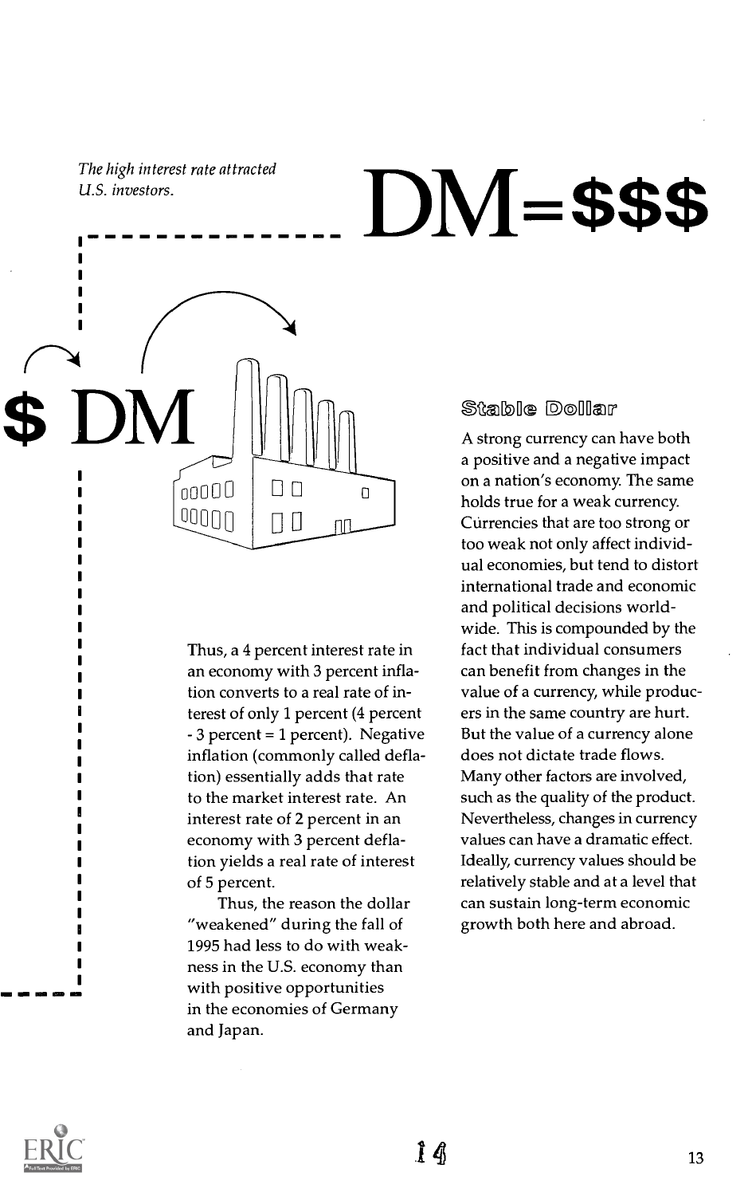*The high interest rate attracted U.S. investors.*

# DM=$$$

$ DM

Thus, a 4 percent interest rate in an economy with 3 percent inflation converts to a real rate of interest of only 1 percent (4 percent - 3 percent = 1 percent). Negative inflation (commonly called deflation) essentially adds that rate to the market interest rate. An interest rate of 2 percent in an economy with 3 percent deflation yields a real rate of interest of 5 percent.

Thus, the reason the dollar "weakened" during the fall of 1995 had less to do with weakness in the U.S. economy than with positive opportunities in the economies of Germany and Japan.

## Stable Dollar

A strong currency can have both a positive and a negative impact on a nation's economy. The same holds true for a weak currency. Currencies that are too strong or too weak not only affect individual economies, but tend to distort international trade and economic and political decisions worldwide. This is compounded by the fact that individual consumers can benefit from changes in the value of a currency, while producers in the same country are hurt. But the value of a currency alone does not dictate trade flows. Many other factors are involved, such as the quality of the product. Nevertheless, changes in currency values can have a dramatic effect. Ideally, currency values should be relatively stable and at a level that can sustain long-term economic growth both here and abroad.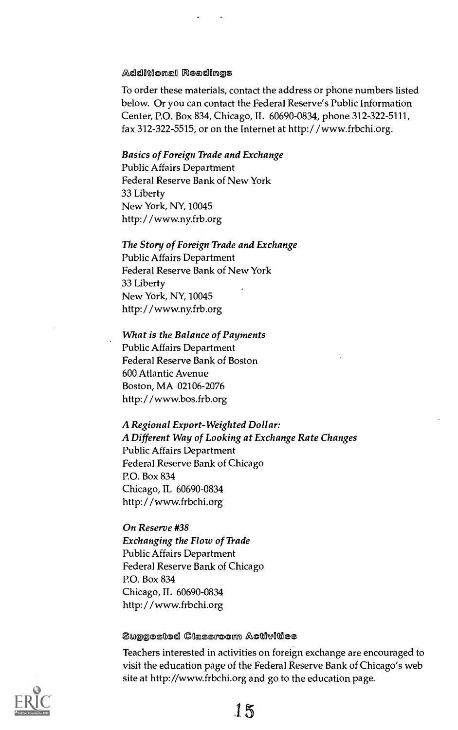## Additional Readings

To order these materials, contact the address or phone numbers listed below. Or you can contact the Federal Reserve's Public Information Center, P.O. Box 834, Chicago, IL 60690-0834, phone 312-322-5111, fax 312-322-5515, or on the Internet at http://www.frbchi.org.

*Basics of Foreign Trade and Exchange*
Public Affairs Department
Federal Reserve Bank of New York
33 Liberty
New York, NY, 10045
http://www.ny.frb.org

*The Story of Foreign Trade and Exchange*
Public Affairs Department
Federal Reserve Bank of New York
33 Liberty
New York, NY, 10045
http://www.ny.frb.org

*What is the Balance of Payments*
Public Affairs Department
Federal Reserve Bank of Boston
600 Atlantic Avenue
Boston, MA 02106-2076
http://www.bos.frb.org

*A Regional Export-Weighted Dollar:*
*A Different Way of Looking at Exchange Rate Changes*
Public Affairs Department
Federal Reserve Bank of Chicago
P.O. Box 834
Chicago, IL 60690-0834
http://www.frbchi.org

*On Reserve #38*
*Exchanging the Flow of Trade*
Public Affairs Department
Federal Reserve Bank of Chicago
P.O. Box 834
Chicago, IL 60690-0834
http://www.frbchi.org

## Suggested Classroom Activities

Teachers interested in activities on foreign exchange are encouraged to visit the education page of the Federal Reserve Bank of Chicago's web site at http://www.frbchi.org and go to the education page.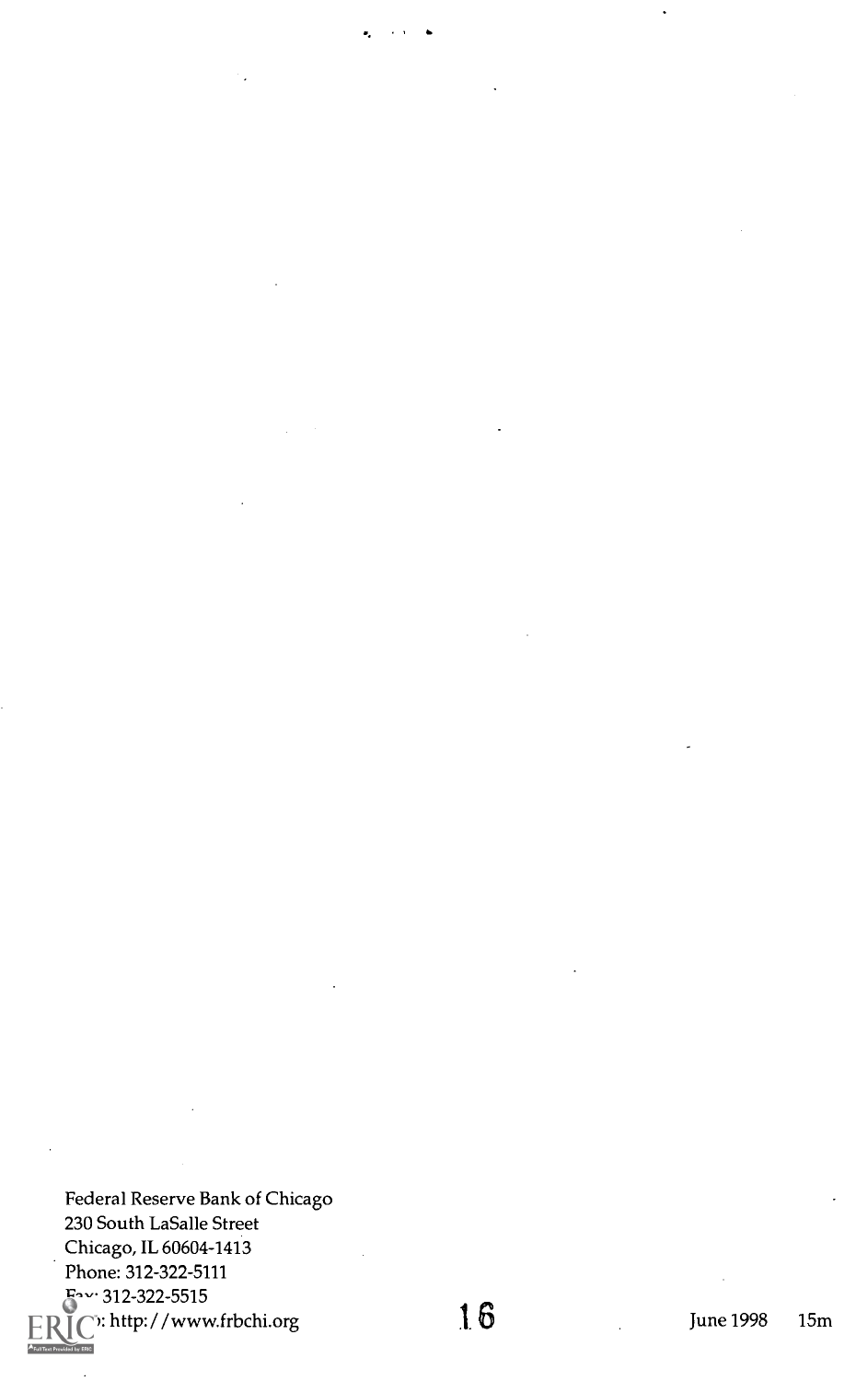Federal Reserve Bank of Chicago
230 South LaSalle Street
Chicago, IL 60604-1413
Phone: 312-322-5111
Fax: 312-322-5515
Web: http://www.frbchi.org

June 1998 15m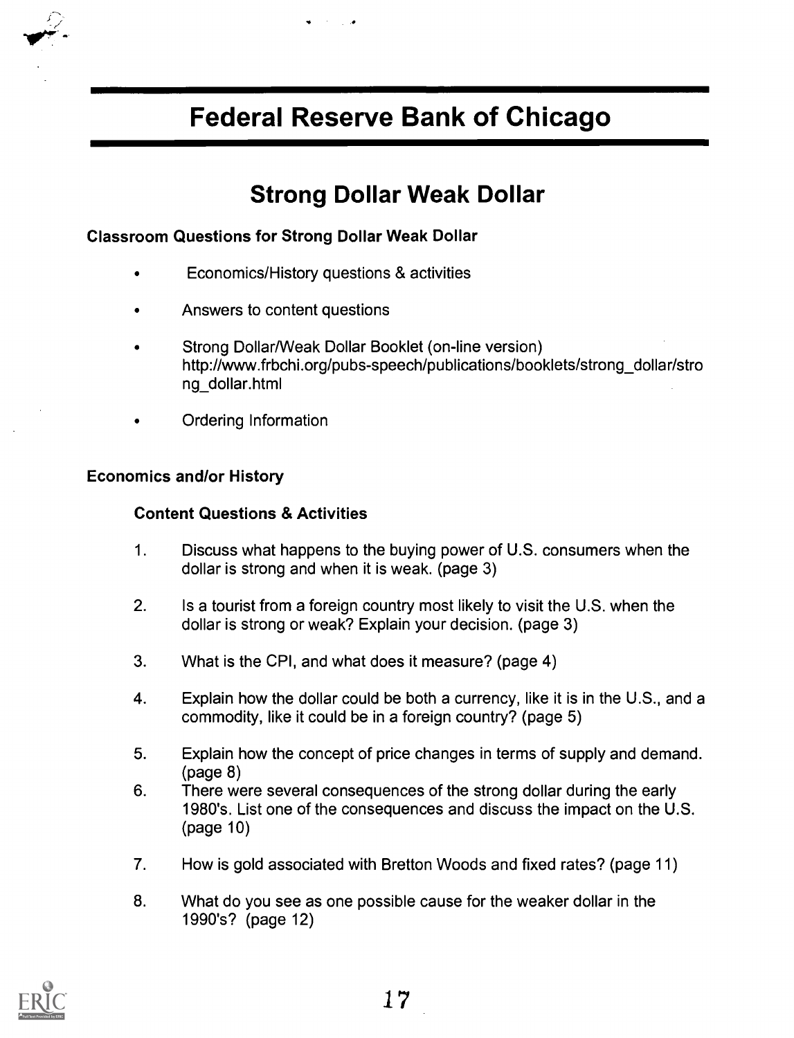# Federal Reserve Bank of Chicago

## Strong Dollar Weak Dollar

### Classroom Questions for Strong Dollar Weak Dollar

- Economics/History questions & activities
- Answers to content questions
- Strong Dollar/Weak Dollar Booklet (on-line version) http://www.frbchi.org/pubs-speech/publications/booklets/strong_dollar/strong_dollar.html
- Ordering Information

### Economics and/or History

#### Content Questions & Activities

1. Discuss what happens to the buying power of U.S. consumers when the dollar is strong and when it is weak. (page 3)
2. Is a tourist from a foreign country most likely to visit the U.S. when the dollar is strong or weak? Explain your decision. (page 3)
3. What is the CPI, and what does it measure? (page 4)
4. Explain how the dollar could be both a currency, like it is in the U.S., and a commodity, like it could be in a foreign country? (page 5)
5. Explain how the concept of price changes in terms of supply and demand. (page 8)
6. There were several consequences of the strong dollar during the early 1980's. List one of the consequences and discuss the impact on the U.S. (page 10)
7. How is gold associated with Bretton Woods and fixed rates? (page 11)
8. What do you see as one possible cause for the weaker dollar in the 1990's? (page 12)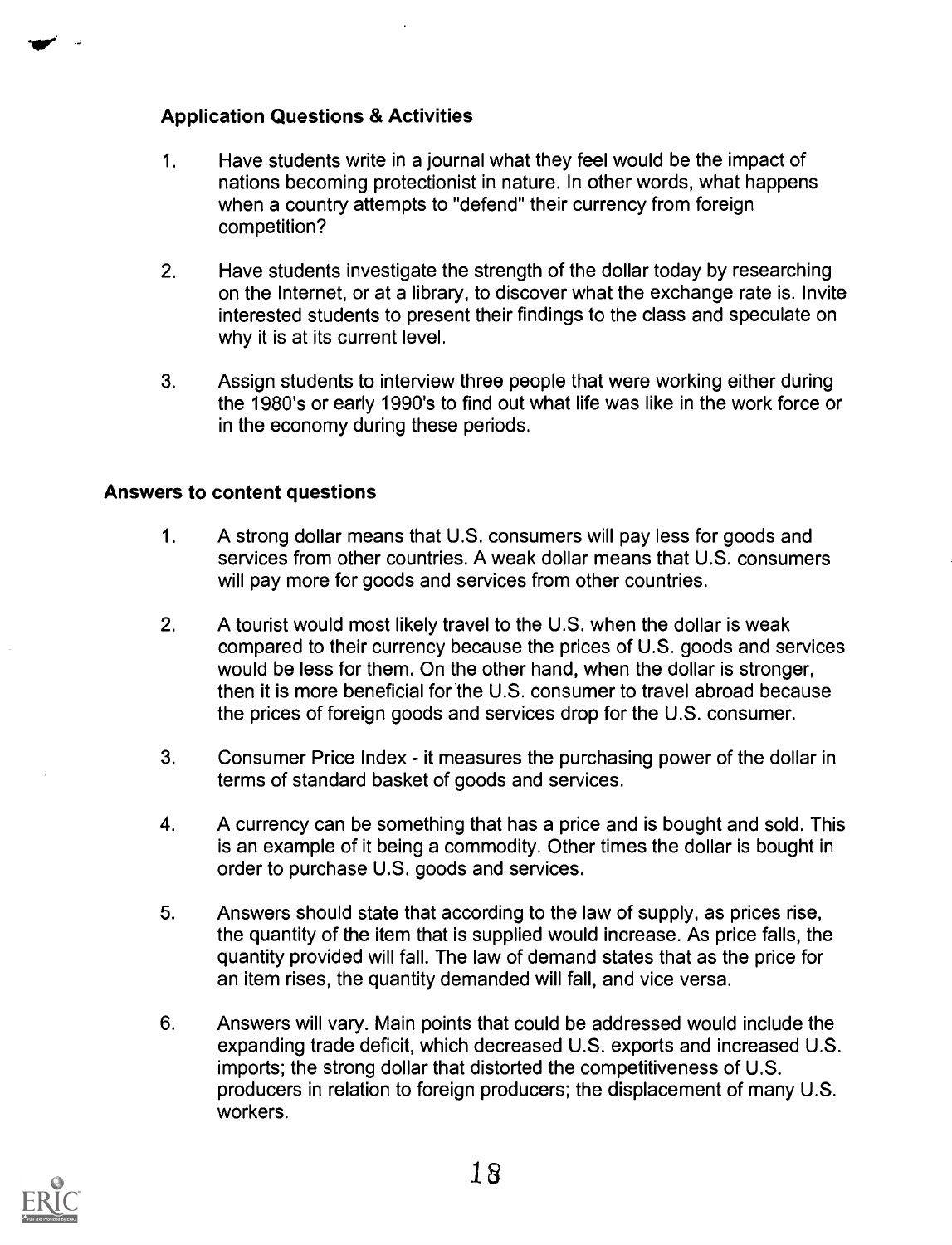### Application Questions & Activities

1. Have students write in a journal what they feel would be the impact of nations becoming protectionist in nature. In other words, what happens when a country attempts to "defend" their currency from foreign competition?

2. Have students investigate the strength of the dollar today by researching on the Internet, or at a library, to discover what the exchange rate is. Invite interested students to present their findings to the class and speculate on why it is at its current level.

3. Assign students to interview three people that were working either during the 1980's or early 1990's to find out what life was like in the work force or in the economy during these periods.

### Answers to content questions

1. A strong dollar means that U.S. consumers will pay less for goods and services from other countries. A weak dollar means that U.S. consumers will pay more for goods and services from other countries.

2. A tourist would most likely travel to the U.S. when the dollar is weak compared to their currency because the prices of U.S. goods and services would be less for them. On the other hand, when the dollar is stronger, then it is more beneficial for the U.S. consumer to travel abroad because the prices of foreign goods and services drop for the U.S. consumer.

3. Consumer Price Index - it measures the purchasing power of the dollar in terms of standard basket of goods and services.

4. A currency can be something that has a price and is bought and sold. This is an example of it being a commodity. Other times the dollar is bought in order to purchase U.S. goods and services.

5. Answers should state that according to the law of supply, as prices rise, the quantity of the item that is supplied would increase. As price falls, the quantity provided will fall. The law of demand states that as the price for an item rises, the quantity demanded will fall, and vice versa.

6. Answers will vary. Main points that could be addressed would include the expanding trade deficit, which decreased U.S. exports and increased U.S. imports; the strong dollar that distorted the competitiveness of U.S. producers in relation to foreign producers; the displacement of many U.S. workers.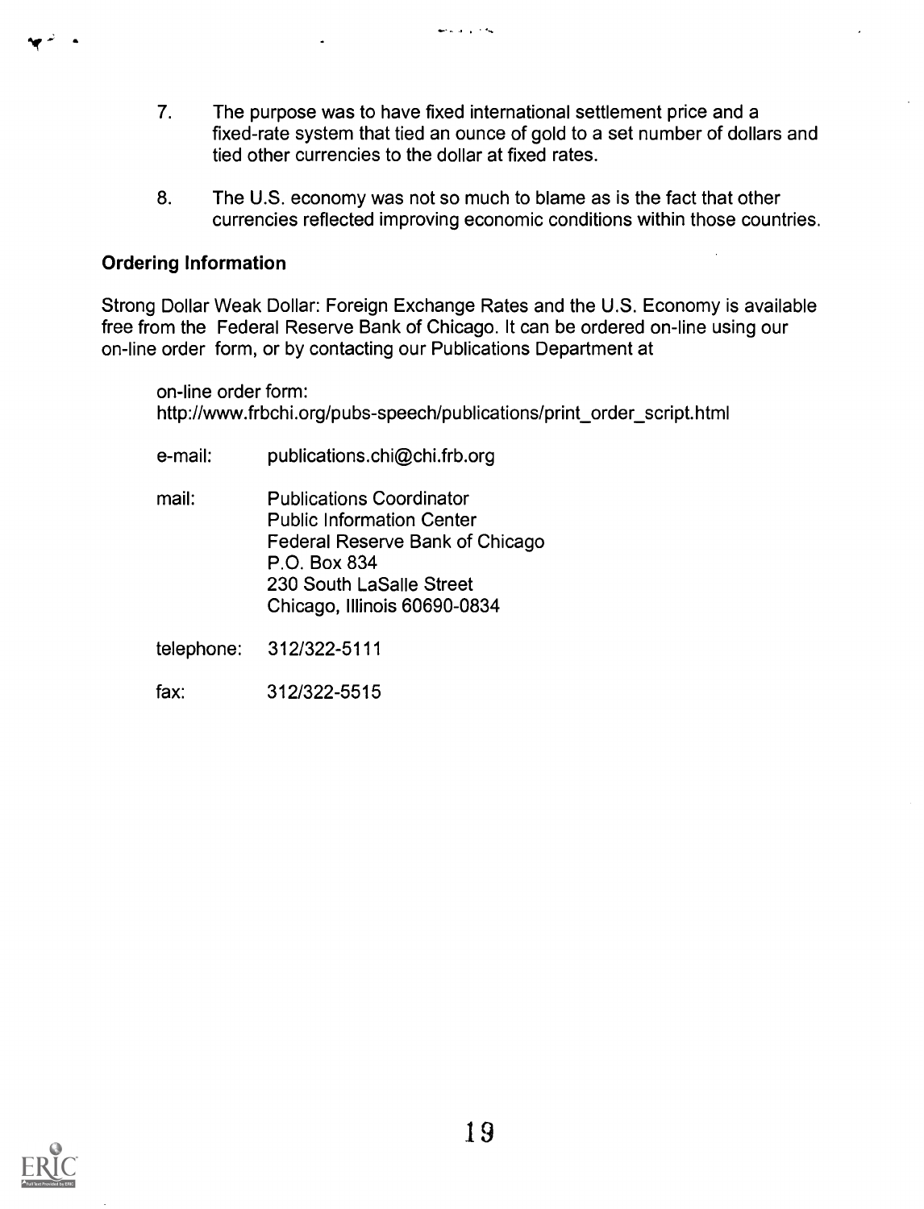7. The purpose was to have fixed international settlement price and a fixed-rate system that tied an ounce of gold to a set number of dollars and tied other currencies to the dollar at fixed rates.

8. The U.S. economy was not so much to blame as is the fact that other currencies reflected improving economic conditions within those countries.

**Ordering Information**

Strong Dollar Weak Dollar: Foreign Exchange Rates and the U.S. Economy is available free from the Federal Reserve Bank of Chicago. It can be ordered on-line using our on-line order form, or by contacting our Publications Department at

on-line order form:
http://www.frbchi.org/pubs-speech/publications/print_order_script.html

e-mail: publications.chi@chi.frb.org

mail: Publications Coordinator
Public Information Center
Federal Reserve Bank of Chicago
P.O. Box 834
230 South LaSalle Street
Chicago, Illinois 60690-0834

telephone: 312/322-5111

fax: 312/322-5515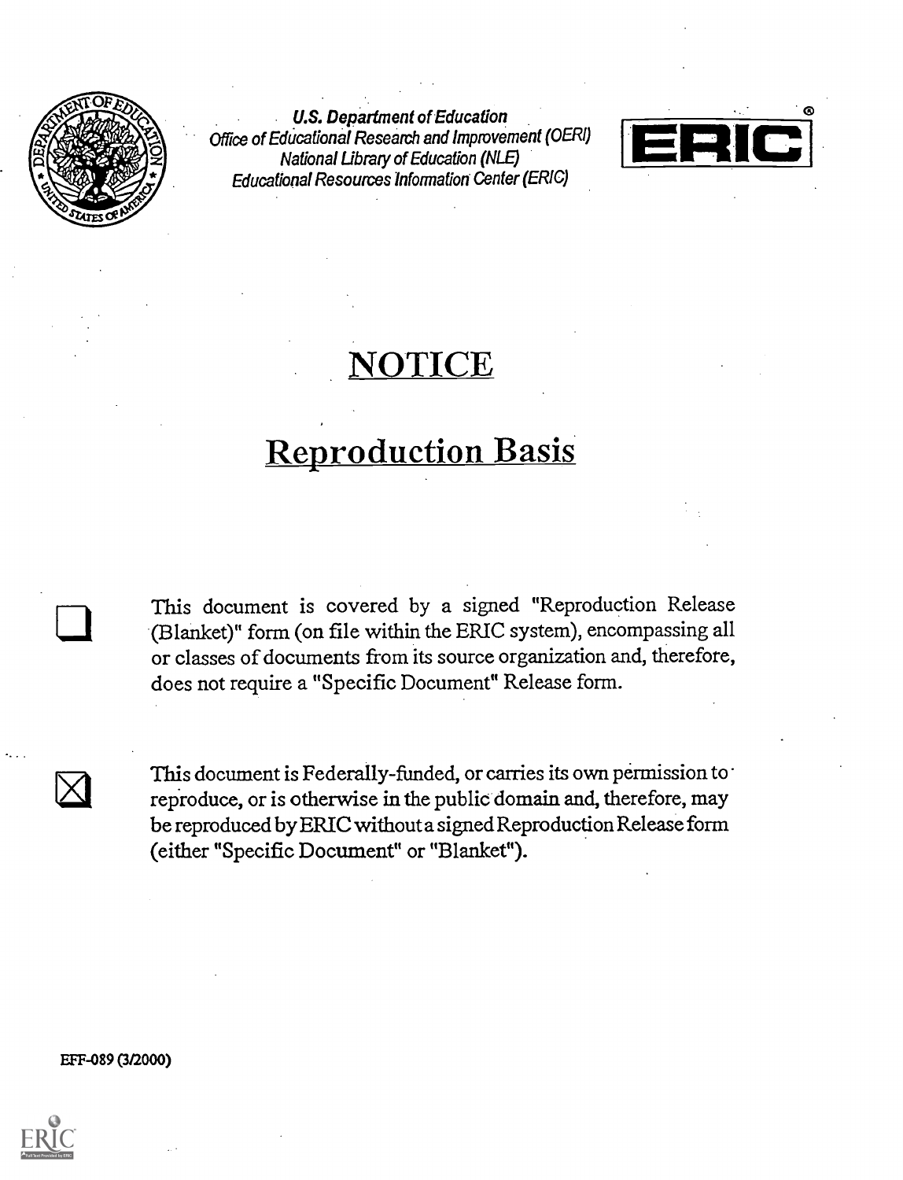U.S. Department of Education
Office of Educational Research and Improvement (OERI)
National Library of Education (NLE)
Educational Resources Information Center (ERIC)

ERIC

# NOTICE

# Reproduction Basis

☐ This document is covered by a signed "Reproduction Release (Blanket)" form (on file within the ERIC system), encompassing all or classes of documents from its source organization and, therefore, does not require a "Specific Document" Release form.

☒ This document is Federally-funded, or carries its own permission to reproduce, or is otherwise in the public domain and, therefore, may be reproduced by ERIC without a signed Reproduction Release form (either "Specific Document" or "Blanket").

EFF-089 (3/2000)